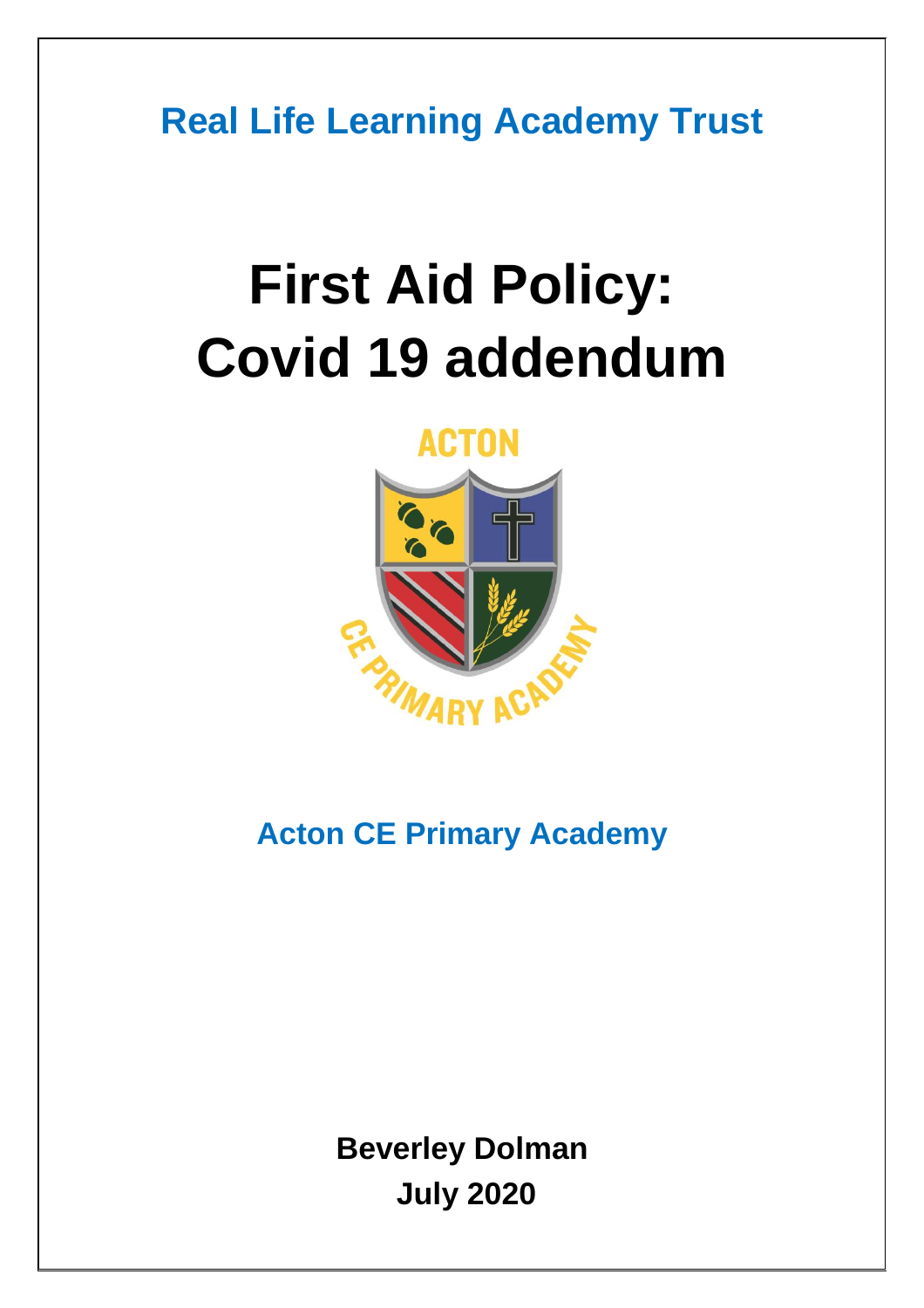**Real Life Learning Academy Trust**

# First Aid Policy: Covid 19 addendum

**Acton CE Primary Academy**

**Beverley Dolman**
**July 2020**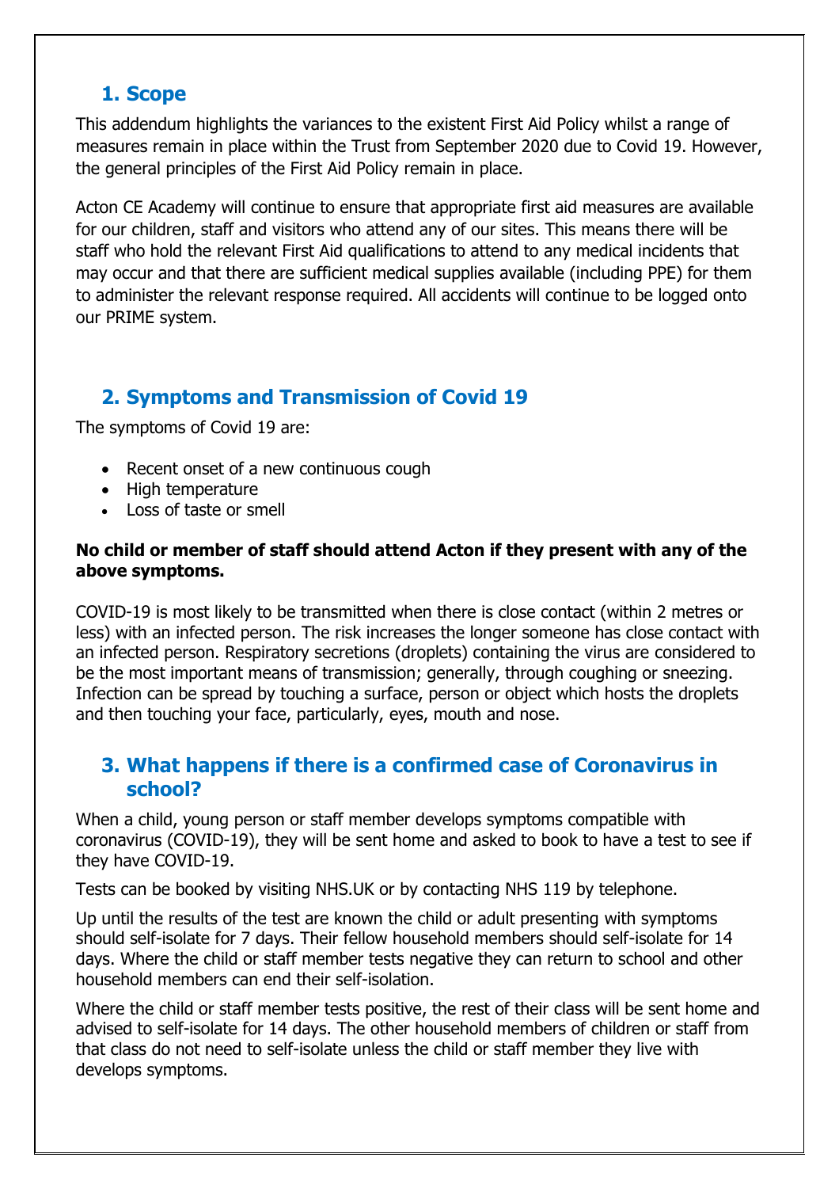## 1. Scope

This addendum highlights the variances to the existent First Aid Policy whilst a range of measures remain in place within the Trust from September 2020 due to Covid 19. However, the general principles of the First Aid Policy remain in place.

Acton CE Academy will continue to ensure that appropriate first aid measures are available for our children, staff and visitors who attend any of our sites. This means there will be staff who hold the relevant First Aid qualifications to attend to any medical incidents that may occur and that there are sufficient medical supplies available (including PPE) for them to administer the relevant response required. All accidents will continue to be logged onto our PRIME system.

## 2. Symptoms and Transmission of Covid 19

The symptoms of Covid 19 are:

- Recent onset of a new continuous cough
- High temperature
- Loss of taste or smell

**No child or member of staff should attend Acton if they present with any of the above symptoms.**

COVID-19 is most likely to be transmitted when there is close contact (within 2 metres or less) with an infected person. The risk increases the longer someone has close contact with an infected person. Respiratory secretions (droplets) containing the virus are considered to be the most important means of transmission; generally, through coughing or sneezing. Infection can be spread by touching a surface, person or object which hosts the droplets and then touching your face, particularly, eyes, mouth and nose.

## 3. What happens if there is a confirmed case of Coronavirus in school?

When a child, young person or staff member develops symptoms compatible with coronavirus (COVID-19), they will be sent home and asked to book to have a test to see if they have COVID-19.

Tests can be booked by visiting NHS.UK or by contacting NHS 119 by telephone.

Up until the results of the test are known the child or adult presenting with symptoms should self-isolate for 7 days. Their fellow household members should self-isolate for 14 days. Where the child or staff member tests negative they can return to school and other household members can end their self-isolation.

Where the child or staff member tests positive, the rest of their class will be sent home and advised to self-isolate for 14 days. The other household members of children or staff from that class do not need to self-isolate unless the child or staff member they live with develops symptoms.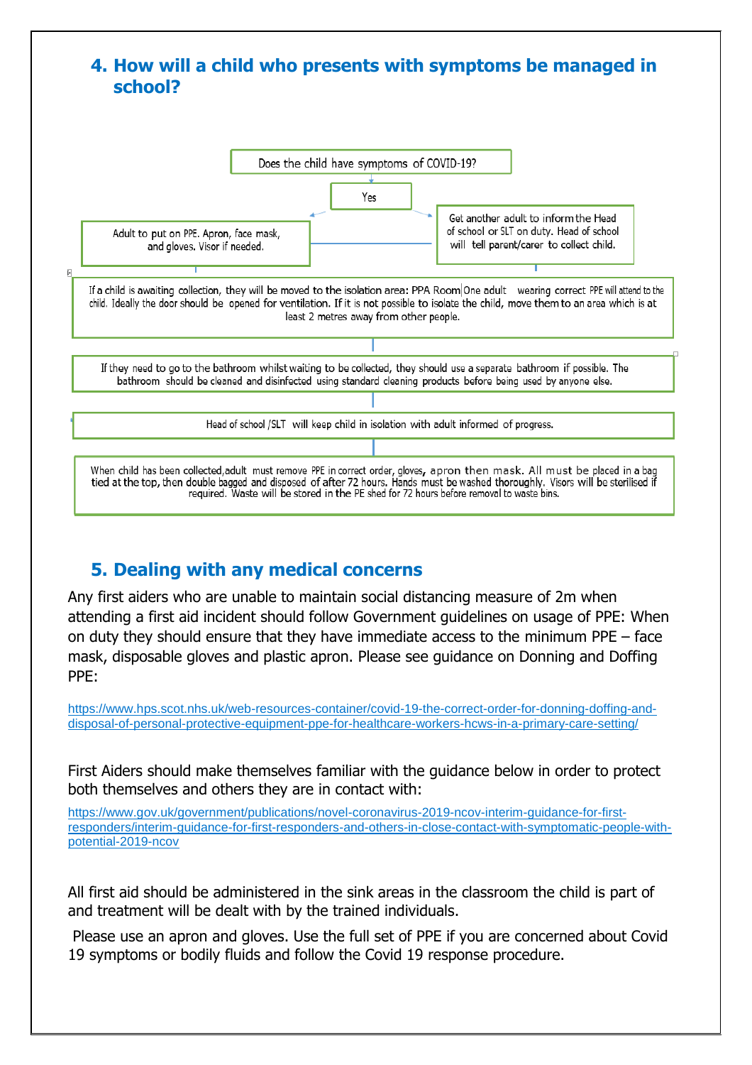## 4. How will a child who presents with symptoms be managed in school?

Does the child have symptoms of COVID-19?

Yes

Adult to put on PPE. Apron, face mask, and gloves. Visor if needed.

Get another adult to inform the Head of school or SLT on duty. Head of school will tell parent/carer to collect child.

If a child is awaiting collection, they will be moved to the isolation area: PPA Room One adult wearing correct PPE will attend to the child. Ideally the door should be opened for ventilation. If it is not possible to isolate the child, move them to an area which is at least 2 metres away from other people.

If they need to go to the bathroom whilst waiting to be collected, they should use a separate bathroom if possible. The bathroom should be cleaned and disinfected using standard cleaning products before being used by anyone else.

Head of school /SLT will keep child in isolation with adult informed of progress.

When child has been collected,adult must remove PPE in correct order, gloves, apron then mask. All must be placed in a bag tied at the top, then double bagged and disposed of after 72 hours. Hands must be washed thoroughly. Visors will be sterilised if required. Waste will be stored in the PE shed for 72 hours before removal to waste bins.

## 5. Dealing with any medical concerns

Any first aiders who are unable to maintain social distancing measure of 2m when attending a first aid incident should follow Government guidelines on usage of PPE: When on duty they should ensure that they have immediate access to the minimum PPE – face mask, disposable gloves and plastic apron. Please see guidance on Donning and Doffing PPE:

https://www.hps.scot.nhs.uk/web-resources-container/covid-19-the-correct-order-for-donning-doffing-and-disposal-of-personal-protective-equipment-ppe-for-healthcare-workers-hcws-in-a-primary-care-setting/

First Aiders should make themselves familiar with the guidance below in order to protect both themselves and others they are in contact with:

https://www.gov.uk/government/publications/novel-coronavirus-2019-ncov-interim-guidance-for-first-responders/interim-guidance-for-first-responders-and-others-in-close-contact-with-symptomatic-people-with-potential-2019-ncov

All first aid should be administered in the sink areas in the classroom the child is part of and treatment will be dealt with by the trained individuals.

Please use an apron and gloves. Use the full set of PPE if you are concerned about Covid 19 symptoms or bodily fluids and follow the Covid 19 response procedure.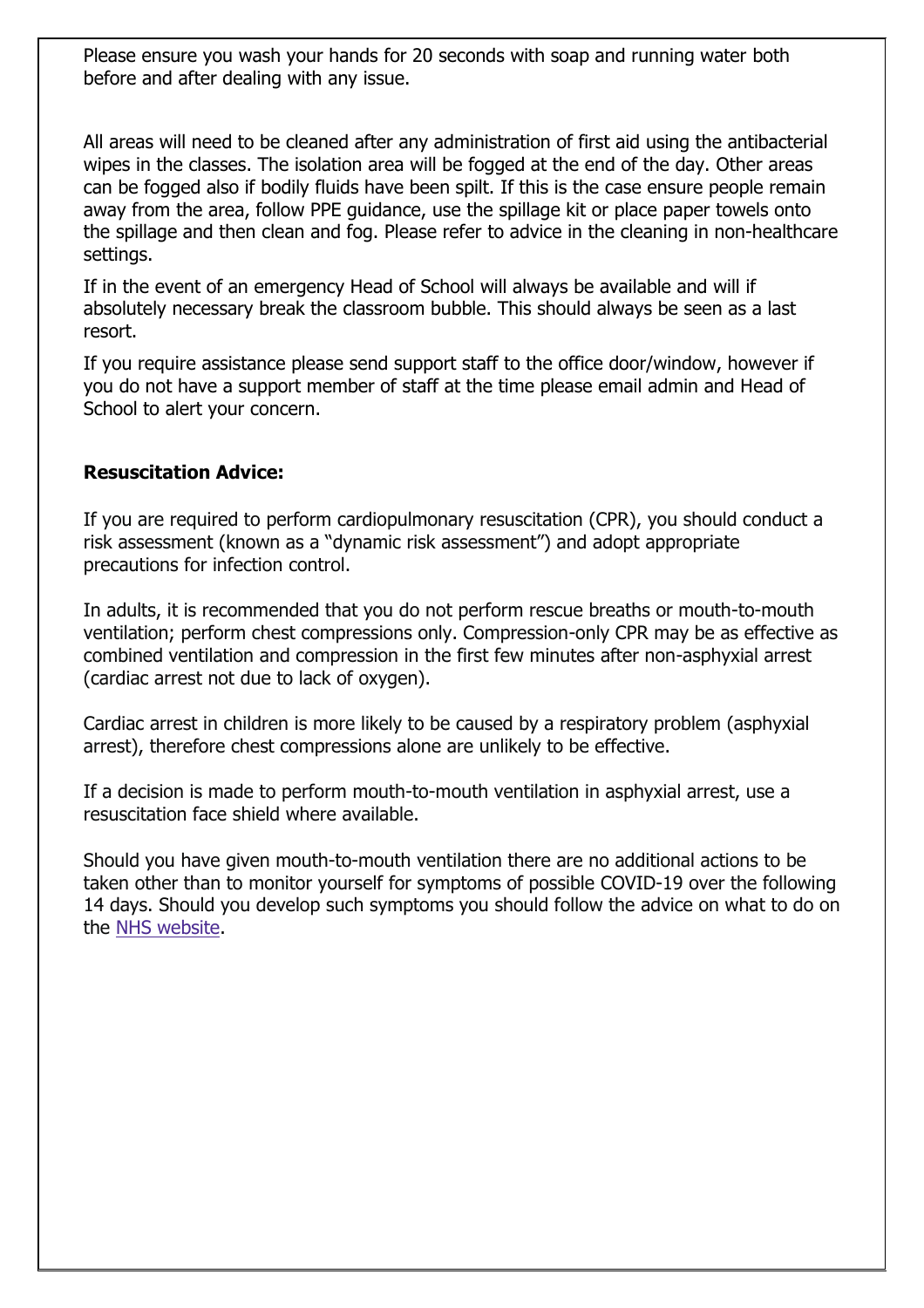Please ensure you wash your hands for 20 seconds with soap and running water both before and after dealing with any issue.

All areas will need to be cleaned after any administration of first aid using the antibacterial wipes in the classes. The isolation area will be fogged at the end of the day. Other areas can be fogged also if bodily fluids have been spilt. If this is the case ensure people remain away from the area, follow PPE guidance, use the spillage kit or place paper towels onto the spillage and then clean and fog. Please refer to advice in the cleaning in non-healthcare settings.

If in the event of an emergency Head of School will always be available and will if absolutely necessary break the classroom bubble. This should always be seen as a last resort.

If you require assistance please send support staff to the office door/window, however if you do not have a support member of staff at the time please email admin and Head of School to alert your concern.

**Resuscitation Advice:**

If you are required to perform cardiopulmonary resuscitation (CPR), you should conduct a risk assessment (known as a "dynamic risk assessment") and adopt appropriate precautions for infection control.

In adults, it is recommended that you do not perform rescue breaths or mouth-to-mouth ventilation; perform chest compressions only. Compression-only CPR may be as effective as combined ventilation and compression in the first few minutes after non-asphyxial arrest (cardiac arrest not due to lack of oxygen).

Cardiac arrest in children is more likely to be caused by a respiratory problem (asphyxial arrest), therefore chest compressions alone are unlikely to be effective.

If a decision is made to perform mouth-to-mouth ventilation in asphyxial arrest, use a resuscitation face shield where available.

Should you have given mouth-to-mouth ventilation there are no additional actions to be taken other than to monitor yourself for symptoms of possible COVID-19 over the following 14 days. Should you develop such symptoms you should follow the advice on what to do on the NHS website.